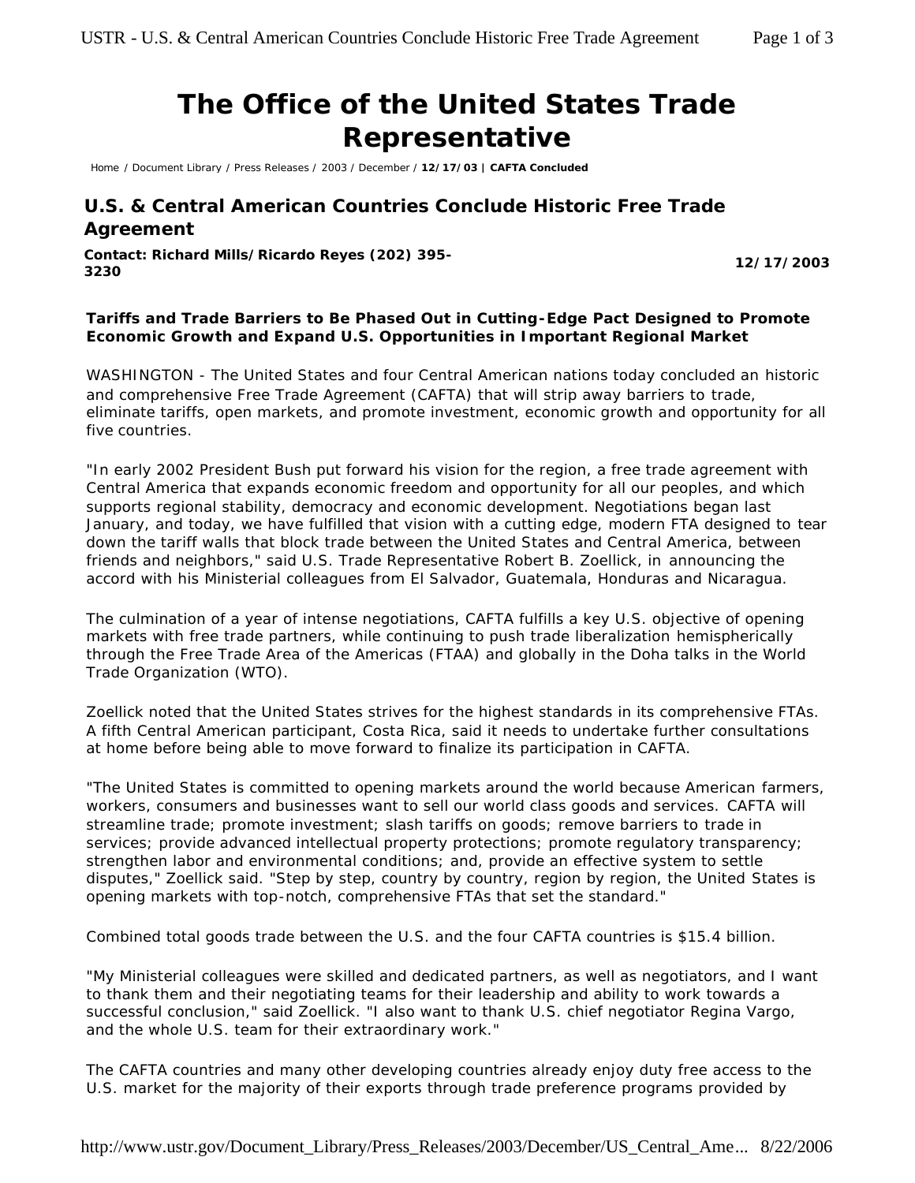# The Office of the United States Trade Representative

Home / Document Library / Press Releases / 2003 / December / **12/17/03 | CAFTA Concluded**

## U.S. & Central American Countries Conclude Historic Free Trade Agreement

**Contact: Richard Mills/Ricardo Reyes (202) 395-3230**

**12/17/2003**

**Tariffs and Trade Barriers to Be Phased Out in Cutting-Edge Pact Designed to Promote Economic Growth and Expand U.S. Opportunities in Important Regional Market**

WASHINGTON - The United States and four Central American nations today concluded an historic and comprehensive Free Trade Agreement (CAFTA) that will strip away barriers to trade, eliminate tariffs, open markets, and promote investment, economic growth and opportunity for all five countries.

"In early 2002 President Bush put forward his vision for the region, a free trade agreement with Central America that expands economic freedom and opportunity for all our peoples, and which supports regional stability, democracy and economic development. Negotiations began last January, and today, we have fulfilled that vision with a cutting edge, modern FTA designed to tear down the tariff walls that block trade between the United States and Central America, between friends and neighbors," said U.S. Trade Representative Robert B. Zoellick, in announcing the accord with his Ministerial colleagues from El Salvador, Guatemala, Honduras and Nicaragua.

The culmination of a year of intense negotiations, CAFTA fulfills a key U.S. objective of opening markets with free trade partners, while continuing to push trade liberalization hemispherically through the Free Trade Area of the Americas (FTAA) and globally in the Doha talks in the World Trade Organization (WTO).

Zoellick noted that the United States strives for the highest standards in its comprehensive FTAs. A fifth Central American participant, Costa Rica, said it needs to undertake further consultations at home before being able to move forward to finalize its participation in CAFTA.

"The United States is committed to opening markets around the world because American farmers, workers, consumers and businesses want to sell our world class goods and services. CAFTA will streamline trade; promote investment; slash tariffs on goods; remove barriers to trade in services; provide advanced intellectual property protections; promote regulatory transparency; strengthen labor and environmental conditions; and, provide an effective system to settle disputes," Zoellick said. "Step by step, country by country, region by region, the United States is opening markets with top-notch, comprehensive FTAs that set the standard."

Combined total goods trade between the U.S. and the four CAFTA countries is $15.4 billion.

"My Ministerial colleagues were skilled and dedicated partners, as well as negotiators, and I want to thank them and their negotiating teams for their leadership and ability to work towards a successful conclusion," said Zoellick. "I also want to thank U.S. chief negotiator Regina Vargo, and the whole U.S. team for their extraordinary work."

The CAFTA countries and many other developing countries already enjoy duty free access to the U.S. market for the majority of their exports through trade preference programs provided by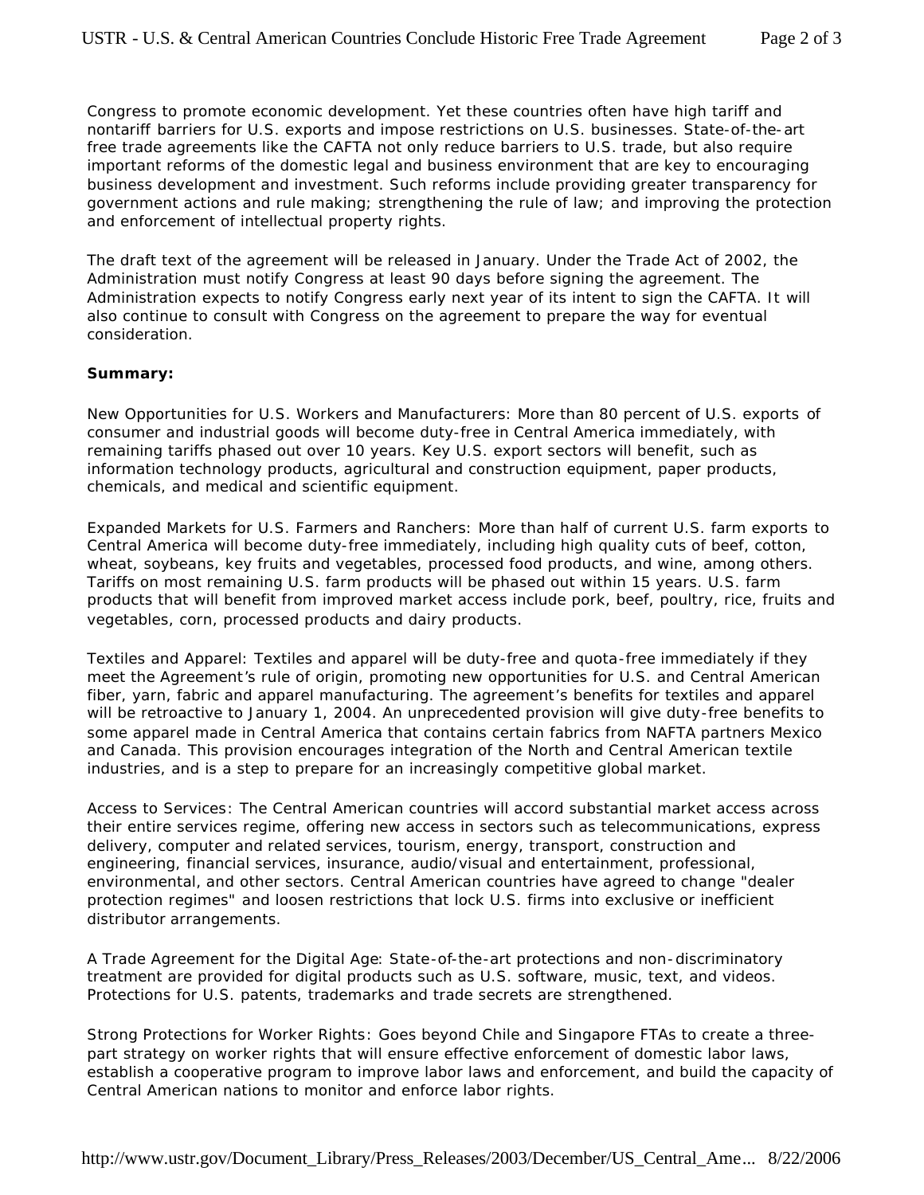Congress to promote economic development. Yet these countries often have high tariff and nontariff barriers for U.S. exports and impose restrictions on U.S. businesses. State-of-the-art free trade agreements like the CAFTA not only reduce barriers to U.S. trade, but also require important reforms of the domestic legal and business environment that are key to encouraging business development and investment. Such reforms include providing greater transparency for government actions and rule making; strengthening the rule of law; and improving the protection and enforcement of intellectual property rights.

The draft text of the agreement will be released in January. Under the Trade Act of 2002, the Administration must notify Congress at least 90 days before signing the agreement. The Administration expects to notify Congress early next year of its intent to sign the CAFTA. It will also continue to consult with Congress on the agreement to prepare the way for eventual consideration.

**Summary:**

New Opportunities for U.S. Workers and Manufacturers: More than 80 percent of U.S. exports of consumer and industrial goods will become duty-free in Central America immediately, with remaining tariffs phased out over 10 years. Key U.S. export sectors will benefit, such as information technology products, agricultural and construction equipment, paper products, chemicals, and medical and scientific equipment.

Expanded Markets for U.S. Farmers and Ranchers: More than half of current U.S. farm exports to Central America will become duty-free immediately, including high quality cuts of beef, cotton, wheat, soybeans, key fruits and vegetables, processed food products, and wine, among others. Tariffs on most remaining U.S. farm products will be phased out within 15 years. U.S. farm products that will benefit from improved market access include pork, beef, poultry, rice, fruits and vegetables, corn, processed products and dairy products.

Textiles and Apparel: Textiles and apparel will be duty-free and quota-free immediately if they meet the Agreement's rule of origin, promoting new opportunities for U.S. and Central American fiber, yarn, fabric and apparel manufacturing. The agreement's benefits for textiles and apparel will be retroactive to January 1, 2004. An unprecedented provision will give duty-free benefits to some apparel made in Central America that contains certain fabrics from NAFTA partners Mexico and Canada. This provision encourages integration of the North and Central American textile industries, and is a step to prepare for an increasingly competitive global market.

Access to Services: The Central American countries will accord substantial market access across their entire services regime, offering new access in sectors such as telecommunications, express delivery, computer and related services, tourism, energy, transport, construction and engineering, financial services, insurance, audio/visual and entertainment, professional, environmental, and other sectors. Central American countries have agreed to change "dealer protection regimes" and loosen restrictions that lock U.S. firms into exclusive or inefficient distributor arrangements.

A Trade Agreement for the Digital Age: State-of-the-art protections and non-discriminatory treatment are provided for digital products such as U.S. software, music, text, and videos. Protections for U.S. patents, trademarks and trade secrets are strengthened.

Strong Protections for Worker Rights: Goes beyond Chile and Singapore FTAs to create a three-part strategy on worker rights that will ensure effective enforcement of domestic labor laws, establish a cooperative program to improve labor laws and enforcement, and build the capacity of Central American nations to monitor and enforce labor rights.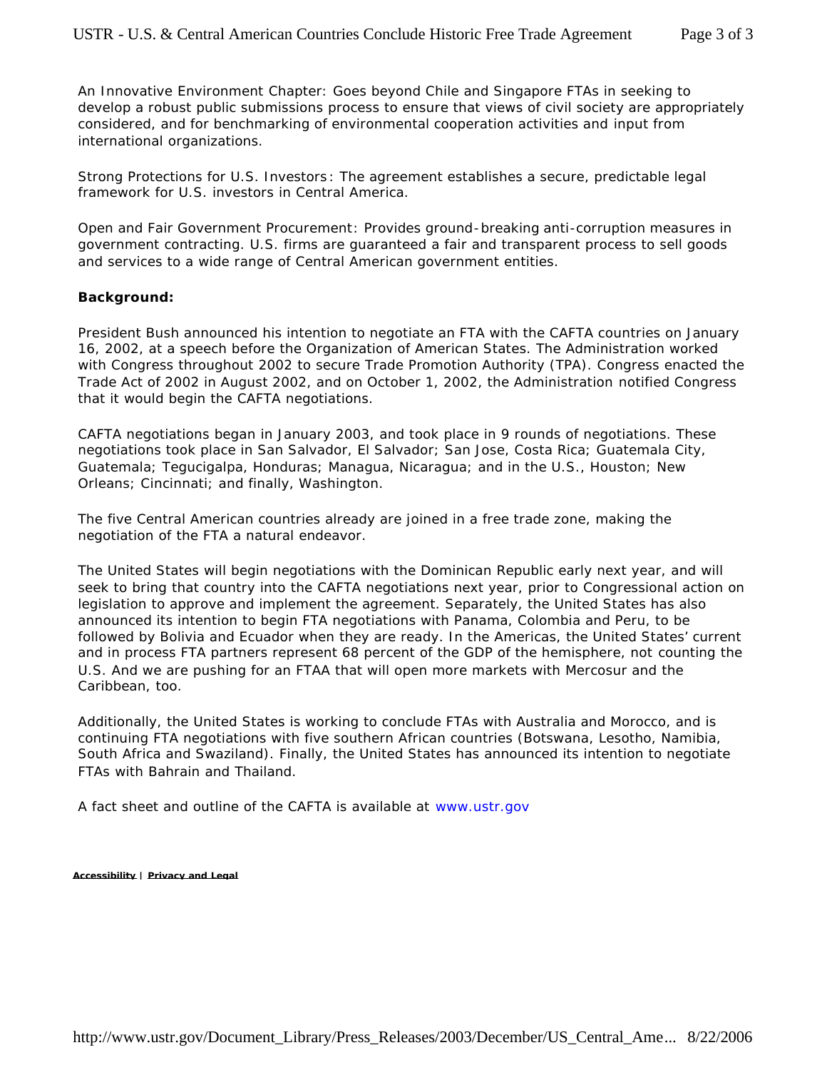An Innovative Environment Chapter: Goes beyond Chile and Singapore FTAs in seeking to develop a robust public submissions process to ensure that views of civil society are appropriately considered, and for benchmarking of environmental cooperation activities and input from international organizations.

Strong Protections for U.S. Investors: The agreement establishes a secure, predictable legal framework for U.S. investors in Central America.

Open and Fair Government Procurement: Provides ground-breaking anti-corruption measures in government contracting. U.S. firms are guaranteed a fair and transparent process to sell goods and services to a wide range of Central American government entities.

**Background:**

President Bush announced his intention to negotiate an FTA with the CAFTA countries on January 16, 2002, at a speech before the Organization of American States. The Administration worked with Congress throughout 2002 to secure Trade Promotion Authority (TPA). Congress enacted the Trade Act of 2002 in August 2002, and on October 1, 2002, the Administration notified Congress that it would begin the CAFTA negotiations.

CAFTA negotiations began in January 2003, and took place in 9 rounds of negotiations. These negotiations took place in San Salvador, El Salvador; San Jose, Costa Rica; Guatemala City, Guatemala; Tegucigalpa, Honduras; Managua, Nicaragua; and in the U.S., Houston; New Orleans; Cincinnati; and finally, Washington.

The five Central American countries already are joined in a free trade zone, making the negotiation of the FTA a natural endeavor.

The United States will begin negotiations with the Dominican Republic early next year, and will seek to bring that country into the CAFTA negotiations next year, prior to Congressional action on legislation to approve and implement the agreement. Separately, the United States has also announced its intention to begin FTA negotiations with Panama, Colombia and Peru, to be followed by Bolivia and Ecuador when they are ready. In the Americas, the United States' current and in process FTA partners represent 68 percent of the GDP of the hemisphere, not counting the U.S. And we are pushing for an FTAA that will open more markets with Mercosur and the Caribbean, too.

Additionally, the United States is working to conclude FTAs with Australia and Morocco, and is continuing FTA negotiations with five southern African countries (Botswana, Lesotho, Namibia, South Africa and Swaziland). Finally, the United States has announced its intention to negotiate FTAs with Bahrain and Thailand.

A fact sheet and outline of the CAFTA is available at www.ustr.gov

**Accessibility** | **Privacy and Legal**